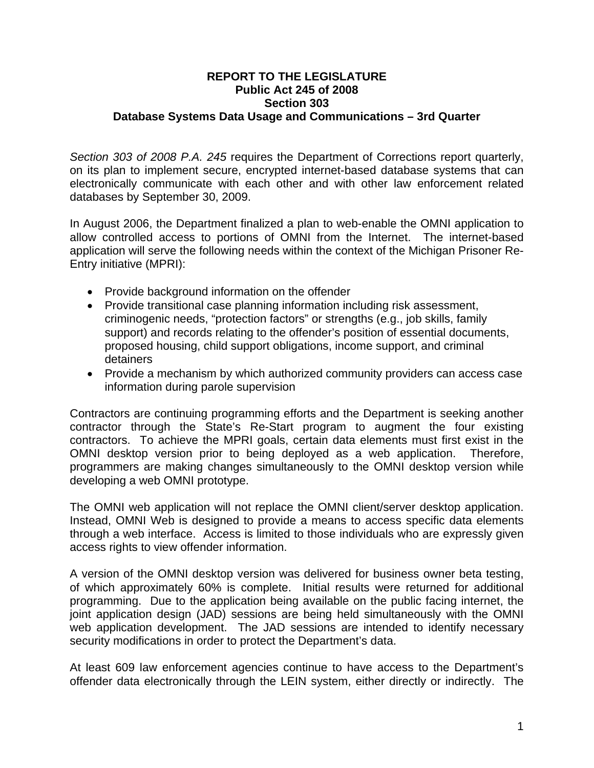**REPORT TO THE LEGISLATURE**
**Public Act 245 of 2008**
**Section 303**
**Database Systems Data Usage and Communications – 3rd Quarter**

*Section 303 of 2008 P.A. 245* requires the Department of Corrections report quarterly, on its plan to implement secure, encrypted internet-based database systems that can electronically communicate with each other and with other law enforcement related databases by September 30, 2009.

In August 2006, the Department finalized a plan to web-enable the OMNI application to allow controlled access to portions of OMNI from the Internet. The internet-based application will serve the following needs within the context of the Michigan Prisoner Re-Entry initiative (MPRI):

- Provide background information on the offender
- Provide transitional case planning information including risk assessment, criminogenic needs, "protection factors" or strengths (e.g., job skills, family support) and records relating to the offender's position of essential documents, proposed housing, child support obligations, income support, and criminal detainers
- Provide a mechanism by which authorized community providers can access case information during parole supervision

Contractors are continuing programming efforts and the Department is seeking another contractor through the State's Re-Start program to augment the four existing contractors. To achieve the MPRI goals, certain data elements must first exist in the OMNI desktop version prior to being deployed as a web application. Therefore, programmers are making changes simultaneously to the OMNI desktop version while developing a web OMNI prototype.

The OMNI web application will not replace the OMNI client/server desktop application. Instead, OMNI Web is designed to provide a means to access specific data elements through a web interface. Access is limited to those individuals who are expressly given access rights to view offender information.

A version of the OMNI desktop version was delivered for business owner beta testing, of which approximately 60% is complete. Initial results were returned for additional programming. Due to the application being available on the public facing internet, the joint application design (JAD) sessions are being held simultaneously with the OMNI web application development. The JAD sessions are intended to identify necessary security modifications in order to protect the Department's data.

At least 609 law enforcement agencies continue to have access to the Department's offender data electronically through the LEIN system, either directly or indirectly. The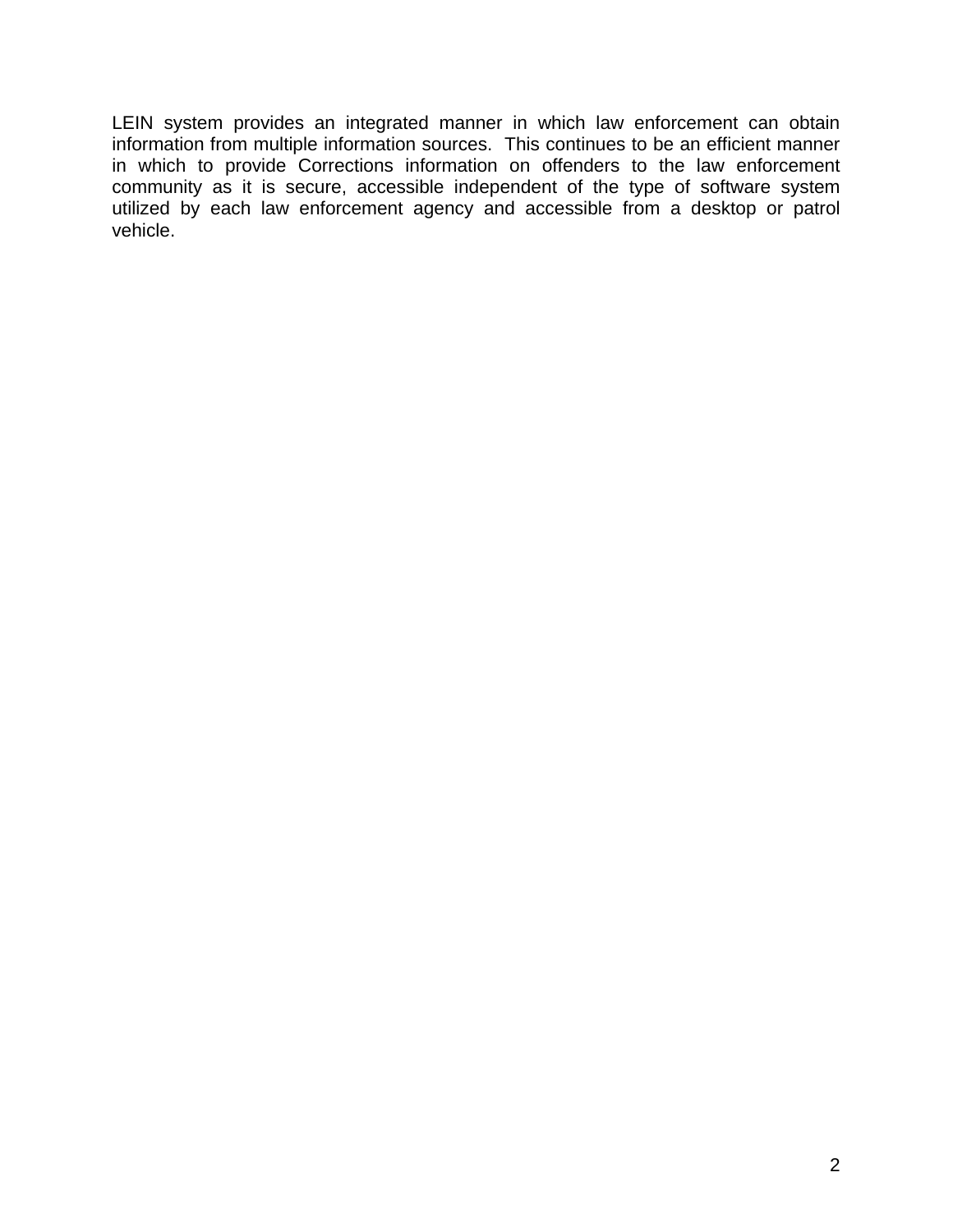LEIN system provides an integrated manner in which law enforcement can obtain information from multiple information sources. This continues to be an efficient manner in which to provide Corrections information on offenders to the law enforcement community as it is secure, accessible independent of the type of software system utilized by each law enforcement agency and accessible from a desktop or patrol vehicle.